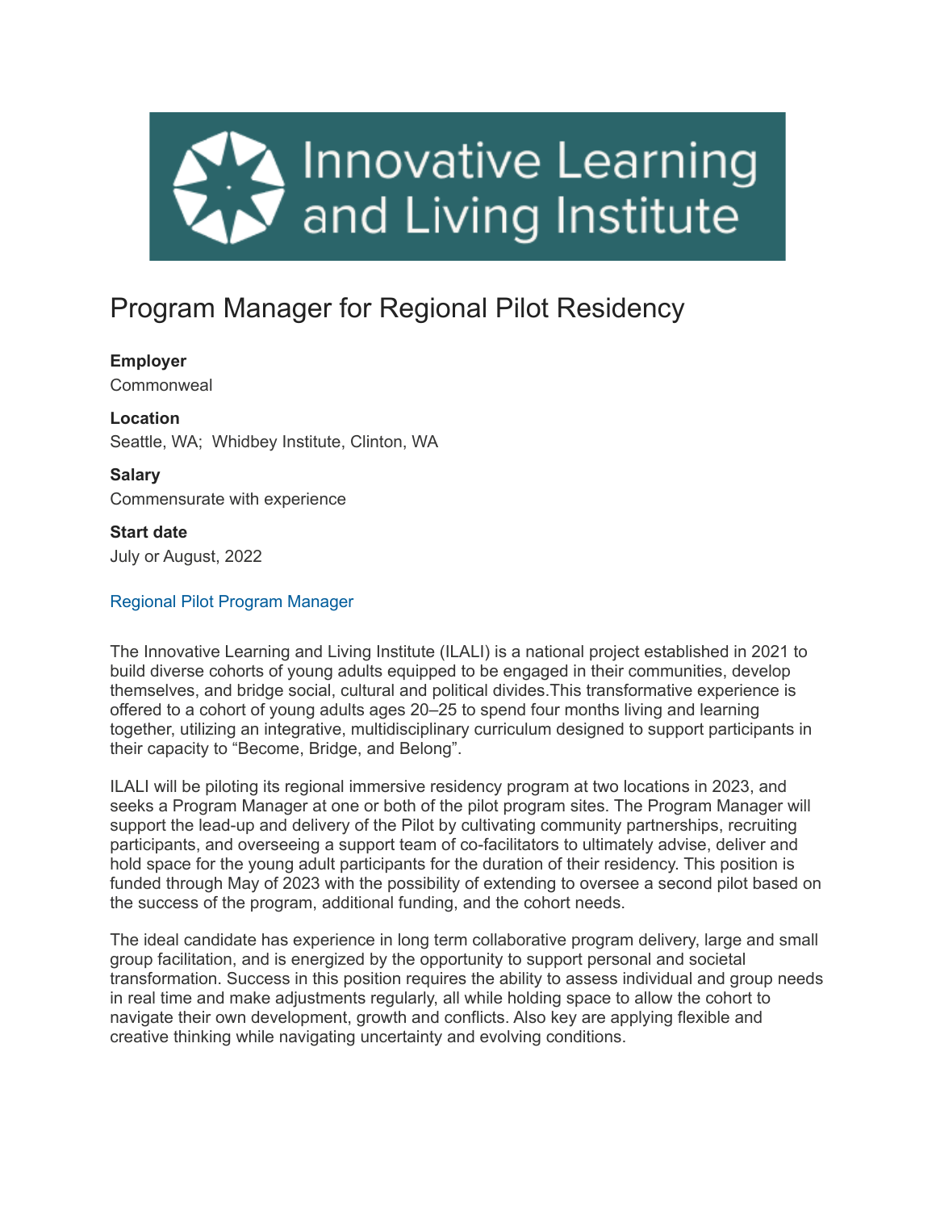# Program Manager for Regional Pilot Residency

**Employer**
Commonweal

**Location**
Seattle, WA; Whidbey Institute, Clinton, WA

**Salary**
Commensurate with experience

**Start date**
July or August, 2022

Regional Pilot Program Manager

The Innovative Learning and Living Institute (ILALI) is a national project established in 2021 to build diverse cohorts of young adults equipped to be engaged in their communities, develop themselves, and bridge social, cultural and political divides.This transformative experience is offered to a cohort of young adults ages 20–25 to spend four months living and learning together, utilizing an integrative, multidisciplinary curriculum designed to support participants in their capacity to "Become, Bridge, and Belong".

ILALI will be piloting its regional immersive residency program at two locations in 2023, and seeks a Program Manager at one or both of the pilot program sites. The Program Manager will support the lead-up and delivery of the Pilot by cultivating community partnerships, recruiting participants, and overseeing a support team of co-facilitators to ultimately advise, deliver and hold space for the young adult participants for the duration of their residency. This position is funded through May of 2023 with the possibility of extending to oversee a second pilot based on the success of the program, additional funding, and the cohort needs.

The ideal candidate has experience in long term collaborative program delivery, large and small group facilitation, and is energized by the opportunity to support personal and societal transformation. Success in this position requires the ability to assess individual and group needs in real time and make adjustments regularly, all while holding space to allow the cohort to navigate their own development, growth and conflicts. Also key are applying flexible and creative thinking while navigating uncertainty and evolving conditions.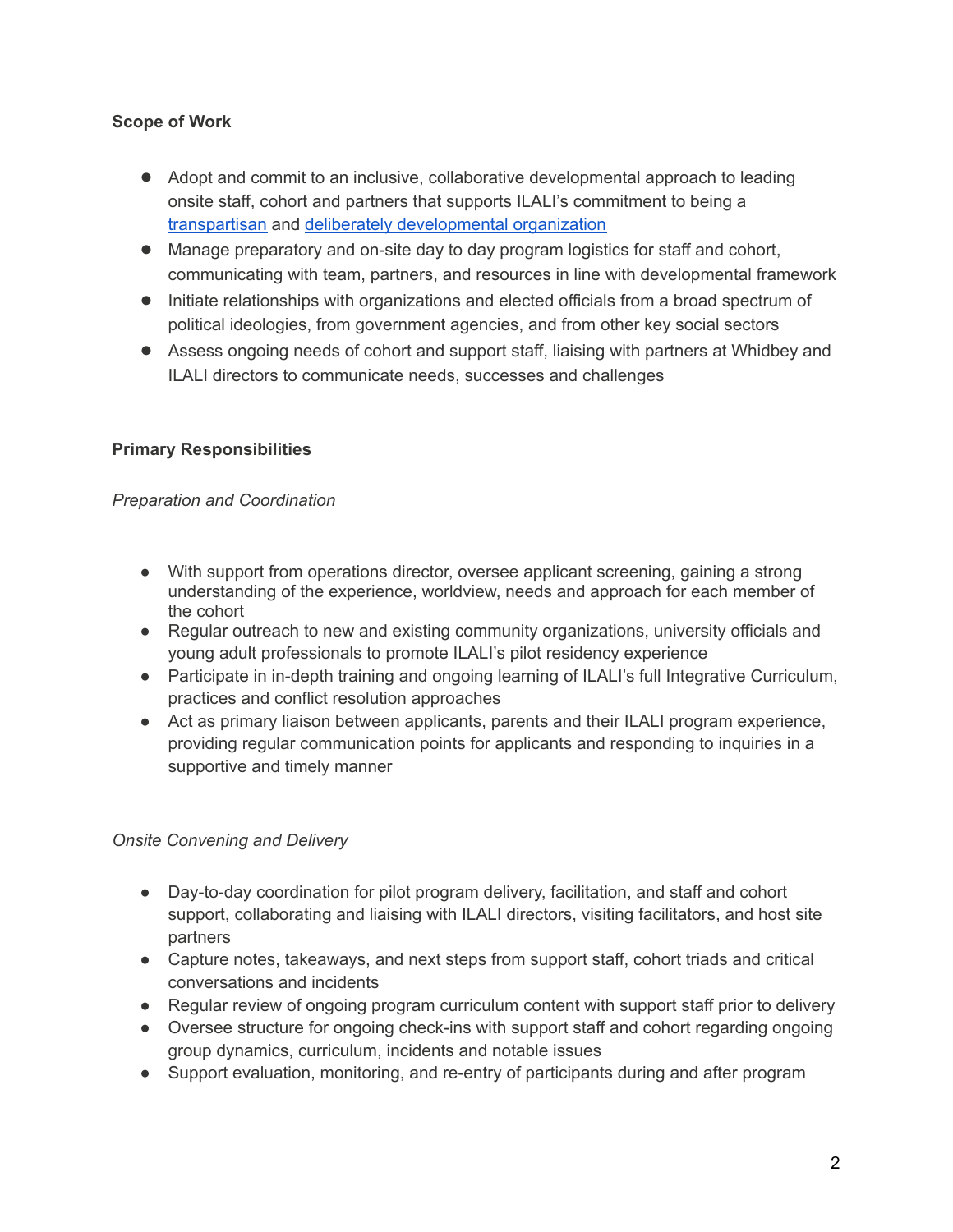**Scope of Work**

- Adopt and commit to an inclusive, collaborative developmental approach to leading onsite staff, cohort and partners that supports ILALI's commitment to being a transpartisan and deliberately developmental organization
- Manage preparatory and on-site day to day program logistics for staff and cohort, communicating with team, partners, and resources in line with developmental framework
- Initiate relationships with organizations and elected officials from a broad spectrum of political ideologies, from government agencies, and from other key social sectors
- Assess ongoing needs of cohort and support staff, liaising with partners at Whidbey and ILALI directors to communicate needs, successes and challenges

**Primary Responsibilities**

*Preparation and Coordination*

- With support from operations director, oversee applicant screening, gaining a strong understanding of the experience, worldview, needs and approach for each member of the cohort
- Regular outreach to new and existing community organizations, university officials and young adult professionals to promote ILALI's pilot residency experience
- Participate in in-depth training and ongoing learning of ILALI's full Integrative Curriculum, practices and conflict resolution approaches
- Act as primary liaison between applicants, parents and their ILALI program experience, providing regular communication points for applicants and responding to inquiries in a supportive and timely manner

*Onsite Convening and Delivery*

- Day-to-day coordination for pilot program delivery, facilitation, and staff and cohort support, collaborating and liaising with ILALI directors, visiting facilitators, and host site partners
- Capture notes, takeaways, and next steps from support staff, cohort triads and critical conversations and incidents
- Regular review of ongoing program curriculum content with support staff prior to delivery
- Oversee structure for ongoing check-ins with support staff and cohort regarding ongoing group dynamics, curriculum, incidents and notable issues
- Support evaluation, monitoring, and re-entry of participants during and after program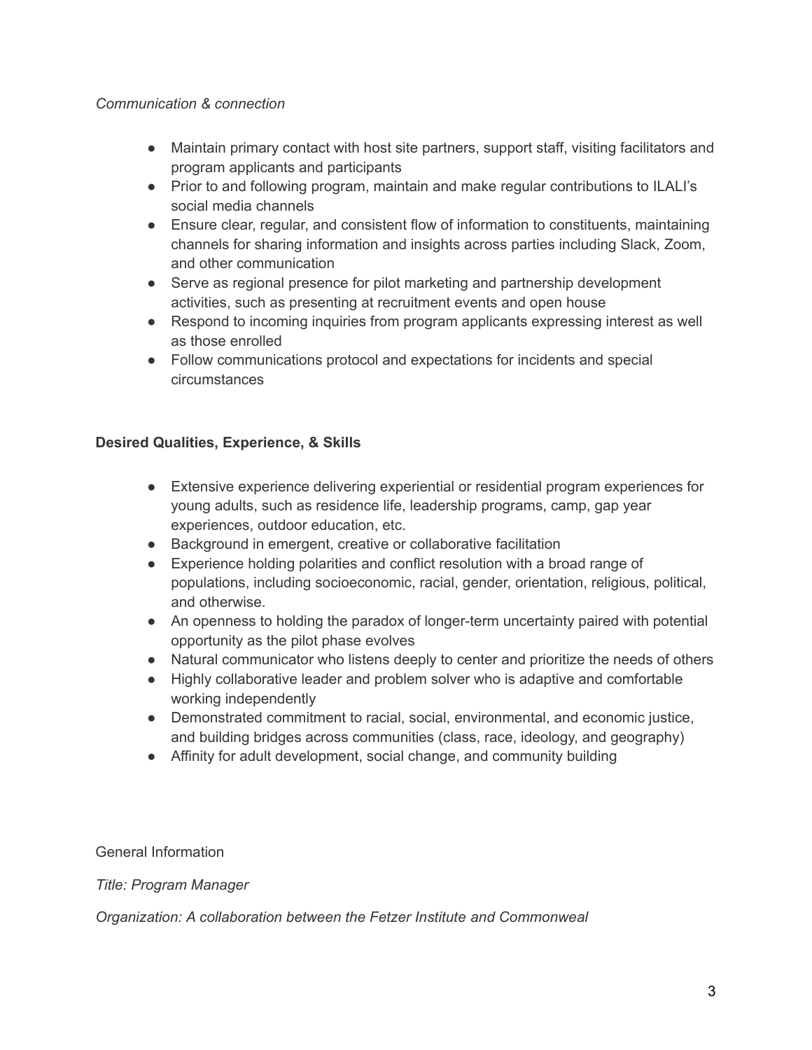*Communication & connection*

- Maintain primary contact with host site partners, support staff, visiting facilitators and program applicants and participants
- Prior to and following program, maintain and make regular contributions to ILALI's social media channels
- Ensure clear, regular, and consistent flow of information to constituents, maintaining channels for sharing information and insights across parties including Slack, Zoom, and other communication
- Serve as regional presence for pilot marketing and partnership development activities, such as presenting at recruitment events and open house
- Respond to incoming inquiries from program applicants expressing interest as well as those enrolled
- Follow communications protocol and expectations for incidents and special circumstances

**Desired Qualities, Experience, & Skills**

- Extensive experience delivering experiential or residential program experiences for young adults, such as residence life, leadership programs, camp, gap year experiences, outdoor education, etc.
- Background in emergent, creative or collaborative facilitation
- Experience holding polarities and conflict resolution with a broad range of populations, including socioeconomic, racial, gender, orientation, religious, political, and otherwise.
- An openness to holding the paradox of longer-term uncertainty paired with potential opportunity as the pilot phase evolves
- Natural communicator who listens deeply to center and prioritize the needs of others
- Highly collaborative leader and problem solver who is adaptive and comfortable working independently
- Demonstrated commitment to racial, social, environmental, and economic justice, and building bridges across communities (class, race, ideology, and geography)
- Affinity for adult development, social change, and community building

General Information

*Title: Program Manager*

*Organization: A collaboration between the Fetzer Institute and Commonweal*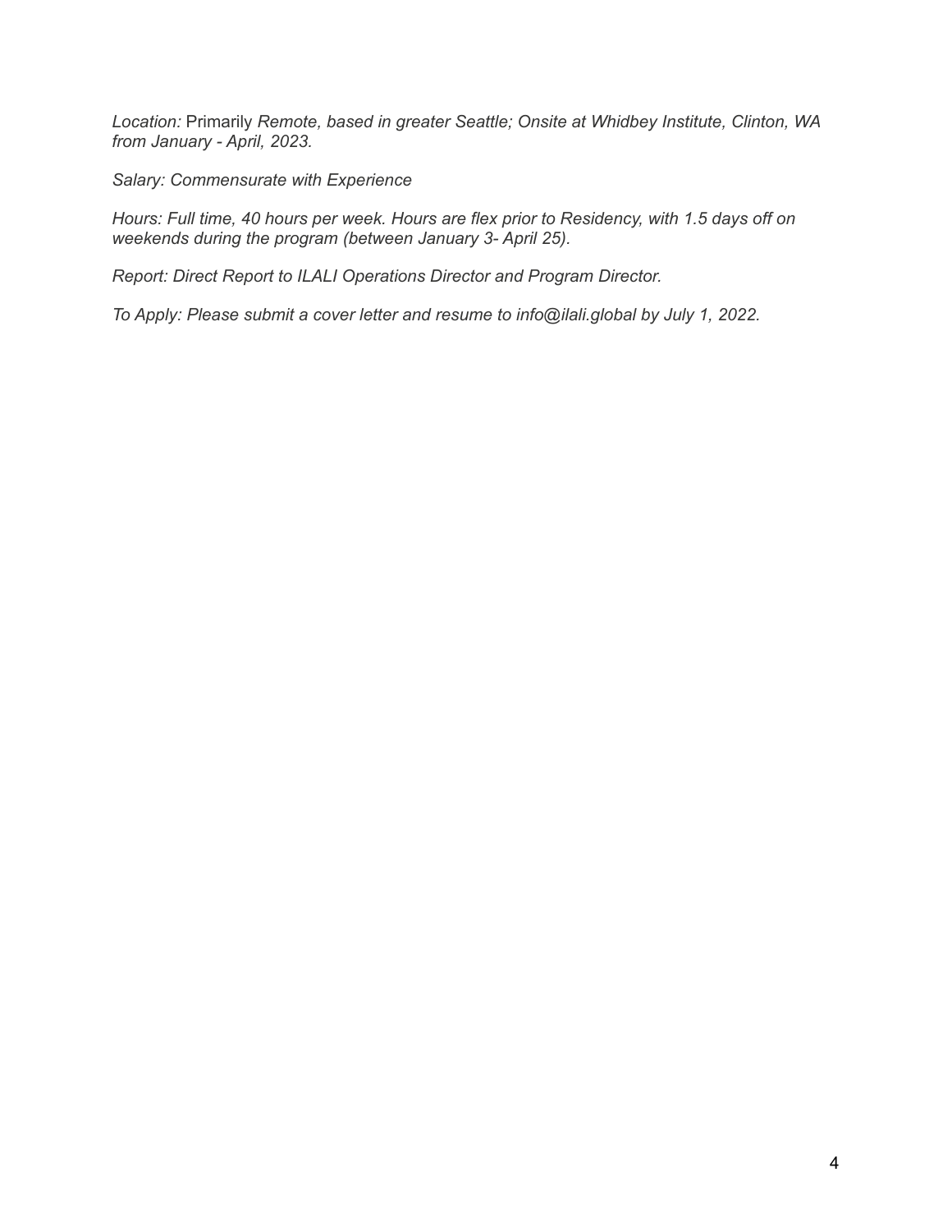*Location:* Primarily *Remote, based in greater Seattle; Onsite at Whidbey Institute, Clinton, WA from January - April, 2023.*

*Salary: Commensurate with Experience*

*Hours: Full time, 40 hours per week. Hours are flex prior to Residency, with 1.5 days off on weekends during the program (between January 3- April 25).*

*Report: Direct Report to ILALI Operations Director and Program Director.*

*To Apply: Please submit a cover letter and resume to info@ilali.global by July 1, 2022.*